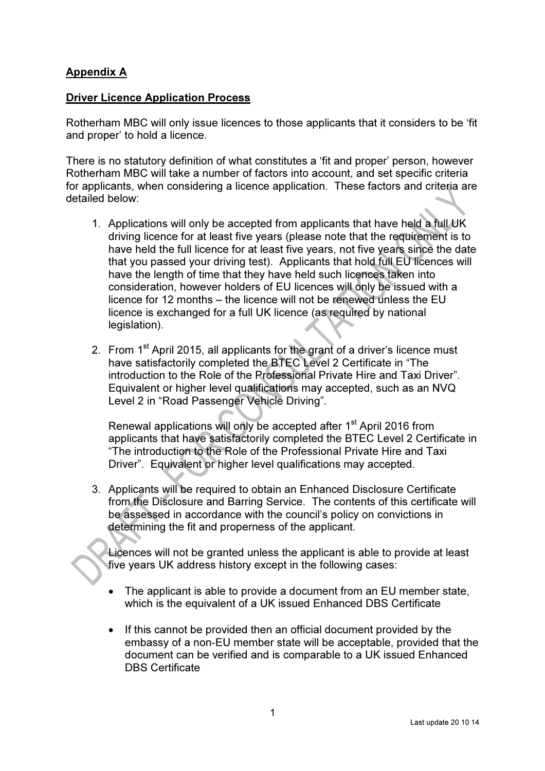**Appendix A**

**Driver Licence Application Process**

Rotherham MBC will only issue licences to those applicants that it considers to be 'fit and proper' to hold a licence.

There is no statutory definition of what constitutes a 'fit and proper' person, however Rotherham MBC will take a number of factors into account, and set specific criteria for applicants, when considering a licence application. These factors and criteria are detailed below:

1. Applications will only be accepted from applicants that have held a full UK driving licence for at least five years (please note that the requirement is to have held the full licence for at least five years, not five years since the date that you passed your driving test). Applicants that hold full EU licences will have the length of time that they have held such licences taken into consideration, however holders of EU licences will only be issued with a licence for 12 months – the licence will not be renewed unless the EU licence is exchanged for a full UK licence (as required by national legislation).

2. From 1st April 2015, all applicants for the grant of a driver's licence must have satisfactorily completed the BTEC Level 2 Certificate in "The introduction to the Role of the Professional Private Hire and Taxi Driver". Equivalent or higher level qualifications may accepted, such as an NVQ Level 2 in "Road Passenger Vehicle Driving".

   Renewal applications will only be accepted after 1st April 2016 from applicants that have satisfactorily completed the BTEC Level 2 Certificate in "The introduction to the Role of the Professional Private Hire and Taxi Driver". Equivalent or higher level qualifications may accepted.

3. Applicants will be required to obtain an Enhanced Disclosure Certificate from the Disclosure and Barring Service. The contents of this certificate will be assessed in accordance with the council's policy on convictions in determining the fit and properness of the applicant.

   Licences will not be granted unless the applicant is able to provide at least five years UK address history except in the following cases:

   - The applicant is able to provide a document from an EU member state, which is the equivalent of a UK issued Enhanced DBS Certificate

   - If this cannot be provided then an official document provided by the embassy of a non-EU member state will be acceptable, provided that the document can be verified and is comparable to a UK issued Enhanced DBS Certificate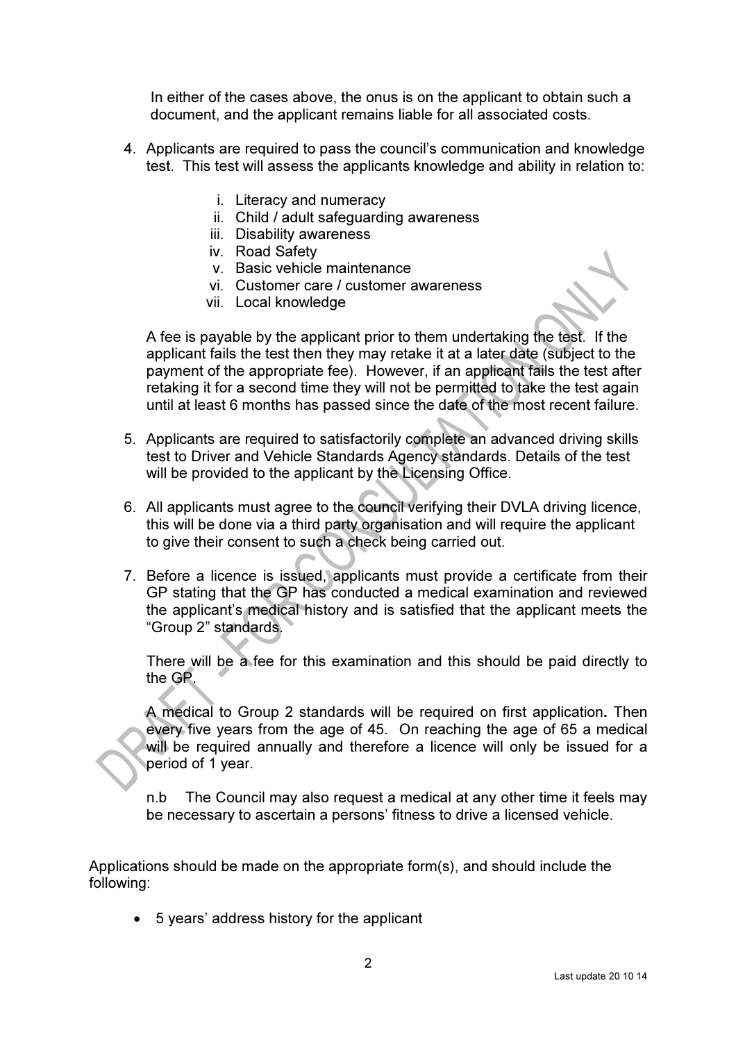In either of the cases above, the onus is on the applicant to obtain such a document, and the applicant remains liable for all associated costs.

4. Applicants are required to pass the council's communication and knowledge test. This test will assess the applicants knowledge and ability in relation to:

   i. Literacy and numeracy
   ii. Child / adult safeguarding awareness
   iii. Disability awareness
   iv. Road Safety
   v. Basic vehicle maintenance
   vi. Customer care / customer awareness
   vii. Local knowledge

   A fee is payable by the applicant prior to them undertaking the test. If the applicant fails the test then they may retake it at a later date (subject to the payment of the appropriate fee). However, if an applicant fails the test after retaking it for a second time they will not be permitted to take the test again until at least 6 months has passed since the date of the most recent failure.

5. Applicants are required to satisfactorily complete an advanced driving skills test to Driver and Vehicle Standards Agency standards. Details of the test will be provided to the applicant by the Licensing Office.

6. All applicants must agree to the council verifying their DVLA driving licence, this will be done via a third party organisation and will require the applicant to give their consent to such a check being carried out.

7. Before a licence is issued, applicants must provide a certificate from their GP stating that the GP has conducted a medical examination and reviewed the applicant's medical history and is satisfied that the applicant meets the "Group 2" standards.

   There will be a fee for this examination and this should be paid directly to the GP.

   A medical to Group 2 standards will be required on first application**.** Then every five years from the age of 45. On reaching the age of 65 a medical will be required annually and therefore a licence will only be issued for a period of 1 year.

   n.b The Council may also request a medical at any other time it feels may be necessary to ascertain a persons' fitness to drive a licensed vehicle.

Applications should be made on the appropriate form(s), and should include the following:

- 5 years' address history for the applicant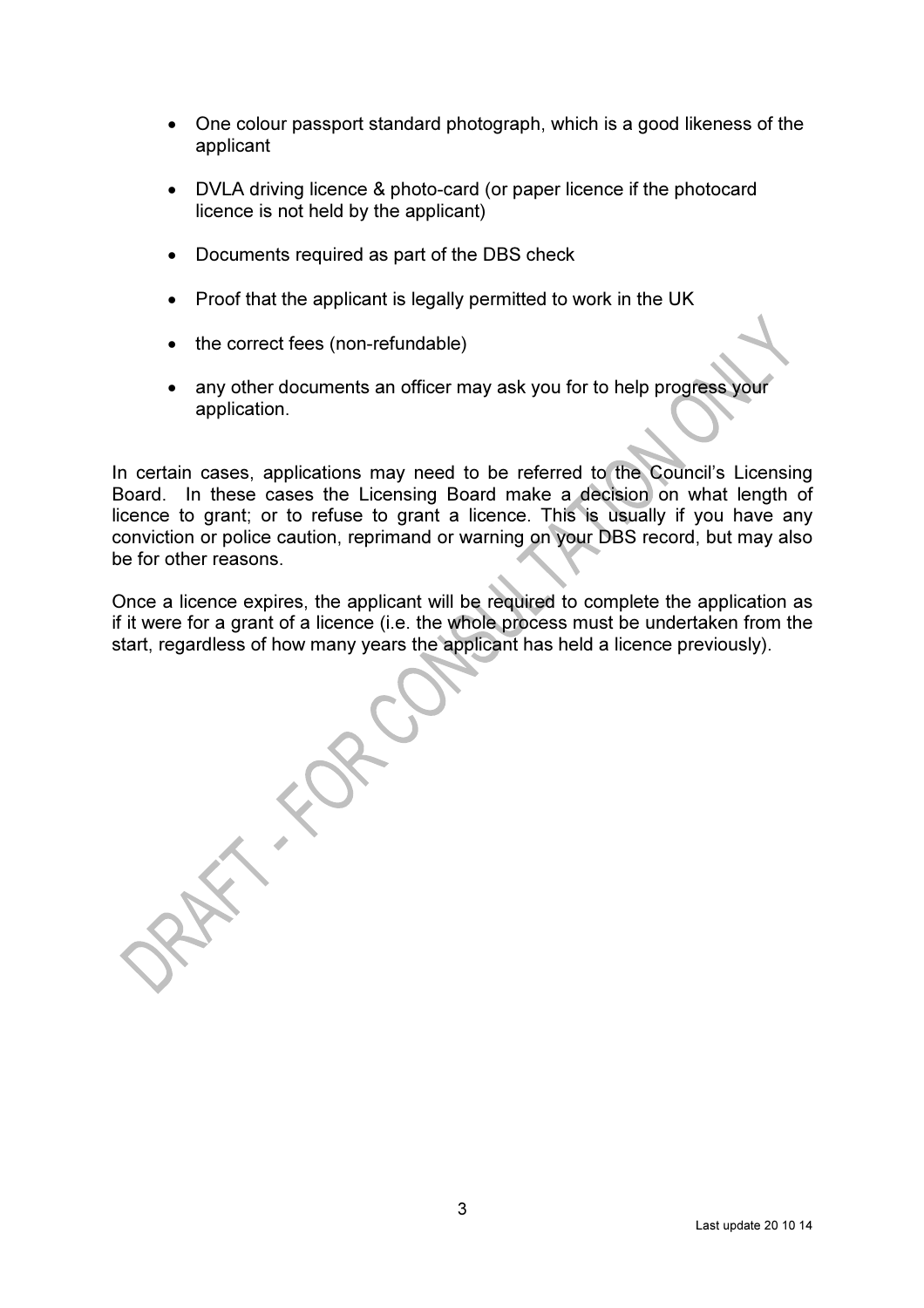- One colour passport standard photograph, which is a good likeness of the applicant
- DVLA driving licence & photo-card (or paper licence if the photocard licence is not held by the applicant)
- Documents required as part of the DBS check
- Proof that the applicant is legally permitted to work in the UK
- the correct fees (non-refundable)
- any other documents an officer may ask you for to help progress your application.

In certain cases, applications may need to be referred to the Council's Licensing Board. In these cases the Licensing Board make a decision on what length of licence to grant; or to refuse to grant a licence. This is usually if you have any conviction or police caution, reprimand or warning on your DBS record, but may also be for other reasons.

Once a licence expires, the applicant will be required to complete the application as if it were for a grant of a licence (i.e. the whole process must be undertaken from the start, regardless of how many years the applicant has held a licence previously).

DRAFT - FOR CONSULTATION ONLY